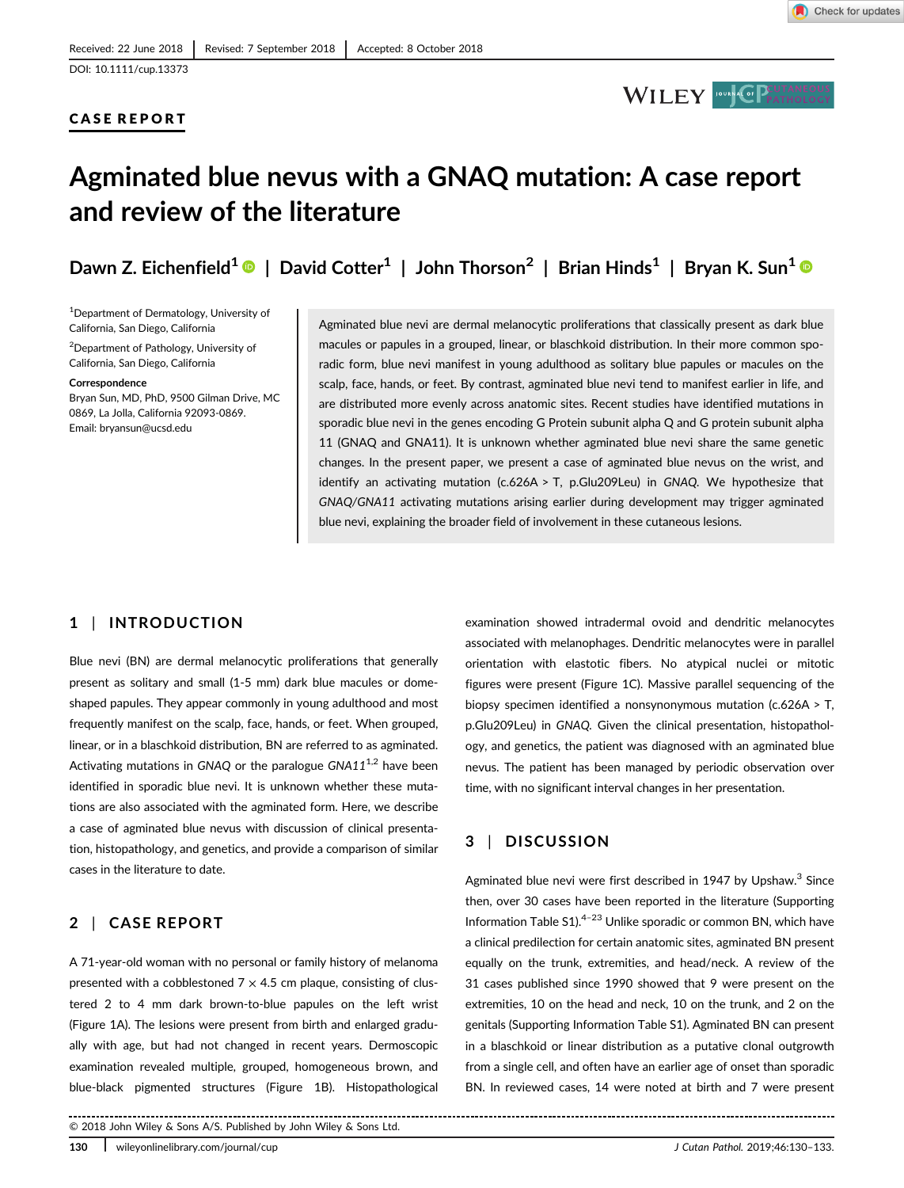Received: 22 June 2018 | Revised: 7 September 2018 | Accepted: 8 October 2018

DOI: 10.1111/cup.13373

CASE REPORT

# Agminated blue nevus with a GNAQ mutation: A case report and review of the literature

Dawn Z. Eichenfield[1] | David Cotter[1] | John Thorson[2] | Brian Hinds[1] | Bryan K. Sun[1]

[1]Department of Dermatology, University of California, San Diego, California

[2]Department of Pathology, University of California, San Diego, California

**Correspondence**
Bryan Sun, MD, PhD, 9500 Gilman Drive, MC 0869, La Jolla, California 92093-0869.
Email: bryansun@ucsd.edu

Agminated blue nevi are dermal melanocytic proliferations that classically present as dark blue macules or papules in a grouped, linear, or blaschkoid distribution. In their more common sporadic form, blue nevi manifest in young adulthood as solitary blue papules or macules on the scalp, face, hands, or feet. By contrast, agminated blue nevi tend to manifest earlier in life, and are distributed more evenly across anatomic sites. Recent studies have identified mutations in sporadic blue nevi in the genes encoding G Protein subunit alpha Q and G protein subunit alpha 11 (GNAQ and GNA11). It is unknown whether agminated blue nevi share the same genetic changes. In the present paper, we present a case of agminated blue nevus on the wrist, and identify an activating mutation (c.626A > T, p.Glu209Leu) in *GNAQ*. We hypothesize that *GNAQ/GNA11* activating mutations arising earlier during development may trigger agminated blue nevi, explaining the broader field of involvement in these cutaneous lesions.

## 1 | INTRODUCTION

Blue nevi (BN) are dermal melanocytic proliferations that generally present as solitary and small (1-5 mm) dark blue macules or dome-shaped papules. They appear commonly in young adulthood and most frequently manifest on the scalp, face, hands, or feet. When grouped, linear, or in a blaschkoid distribution, BN are referred to as agminated. Activating mutations in *GNAQ* or the paralogue *GNA11*[1,2] have been identified in sporadic blue nevi. It is unknown whether these mutations are also associated with the agminated form. Here, we describe a case of agminated blue nevus with discussion of clinical presentation, histopathology, and genetics, and provide a comparison of similar cases in the literature to date.

## 2 | CASE REPORT

A 71-year-old woman with no personal or family history of melanoma presented with a cobblestoned 7 × 4.5 cm plaque, consisting of clustered 2 to 4 mm dark brown-to-blue papules on the left wrist (Figure 1A). The lesions were present from birth and enlarged gradually with age, but had not changed in recent years. Dermoscopic examination revealed multiple, grouped, homogeneous brown, and blue-black pigmented structures (Figure 1B). Histopathological examination showed intradermal ovoid and dendritic melanocytes associated with melanophages. Dendritic melanocytes were in parallel orientation with elastotic fibers. No atypical nuclei or mitotic figures were present (Figure 1C). Massive parallel sequencing of the biopsy specimen identified a nonsynonymous mutation (c.626A > T, p.Glu209Leu) in *GNAQ*. Given the clinical presentation, histopathology, and genetics, the patient was diagnosed with an agminated blue nevus. The patient has been managed by periodic observation over time, with no significant interval changes in her presentation.

## 3 | DISCUSSION

Agminated blue nevi were first described in 1947 by Upshaw.[3] Since then, over 30 cases have been reported in the literature (Supporting Information Table S1).[4–23] Unlike sporadic or common BN, which have a clinical predilection for certain anatomic sites, agminated BN present equally on the trunk, extremities, and head/neck. A review of the 31 cases published since 1990 showed that 9 were present on the extremities, 10 on the head and neck, 10 on the trunk, and 2 on the genitals (Supporting Information Table S1). Agminated BN can present in a blaschkoid or linear distribution as a putative clonal outgrowth from a single cell, and often have an earlier age of onset than sporadic BN. In reviewed cases, 14 were noted at birth and 7 were present

© 2018 John Wiley & Sons A/S. Published by John Wiley & Sons Ltd.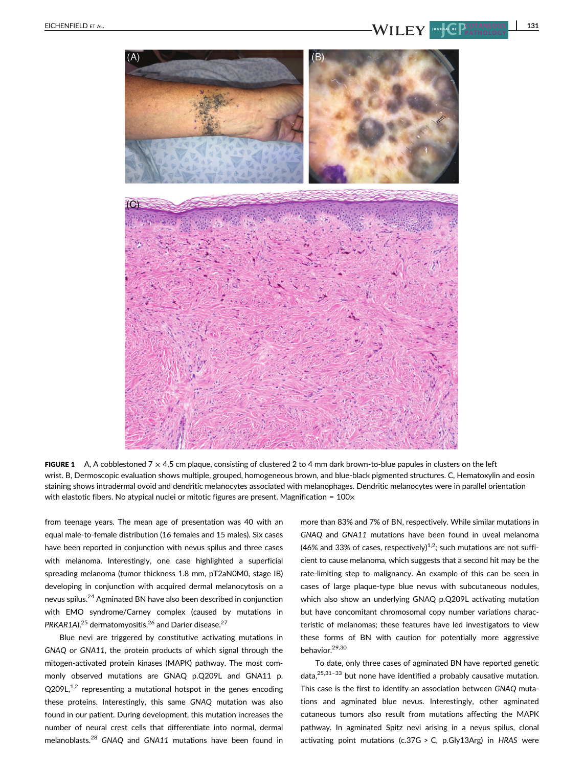**FIGURE 1** A, A cobblestoned 7 × 4.5 cm plaque, consisting of clustered 2 to 4 mm dark brown-to-blue papules in clusters on the left wrist. B, Dermoscopic evaluation shows multiple, grouped, homogeneous brown, and blue-black pigmented structures. C, Hematoxylin and eosin staining shows intradermal ovoid and dendritic melanocytes associated with melanophages. Dendritic melanocytes were in parallel orientation with elastotic fibers. No atypical nuclei or mitotic figures are present. Magnification = 100×

from teenage years. The mean age of presentation was 40 with an equal male-to-female distribution (16 females and 15 males). Six cases have been reported in conjunction with nevus spilus and three cases with melanoma. Interestingly, one case highlighted a superficial spreading melanoma (tumor thickness 1.8 mm, pT2aN0M0, stage IB) developing in conjunction with acquired dermal melanocytosis on a nevus spilus.[24] Agminated BN have also been described in conjunction with EMO syndrome/Carney complex (caused by mutations in *PRKAR1A*),[25] dermatomyositis,[26] and Darier disease.[27]

Blue nevi are triggered by constitutive activating mutations in *GNAQ* or *GNA11*, the protein products of which signal through the mitogen-activated protein kinases (MAPK) pathway. The most commonly observed mutations are GNAQ p.Q209L and GNA11 p.Q209L,[1,2] representing a mutational hotspot in the genes encoding these proteins. Interestingly, this same *GNAQ* mutation was also found in our patient. During development, this mutation increases the number of neural crest cells that differentiate into normal, dermal melanoblasts.[28] *GNAQ* and *GNA11* mutations have been found in more than 83% and 7% of BN, respectively. While similar mutations in *GNAQ* and *GNA11* mutations have been found in uveal melanoma (46% and 33% of cases, respectively)[1,2]; such mutations are not sufficient to cause melanoma, which suggests that a second hit may be the rate-limiting step to malignancy. An example of this can be seen in cases of large plaque-type blue nevus with subcutaneous nodules, which also show an underlying GNAQ p.Q209L activating mutation but have concomitant chromosomal copy number variations characteristic of melanomas; these features have led investigators to view these forms of BN with caution for potentially more aggressive behavior.[29,30]

To date, only three cases of agminated BN have reported genetic data,[25,31–33] but none have identified a probably causative mutation. This case is the first to identify an association between *GNAQ* mutations and agminated blue nevus. Interestingly, other agminated cutaneous tumors also result from mutations affecting the MAPK pathway. In agminated Spitz nevi arising in a nevus spilus, clonal activating point mutations (c.37G > C, p.Gly13Arg) in *HRAS* were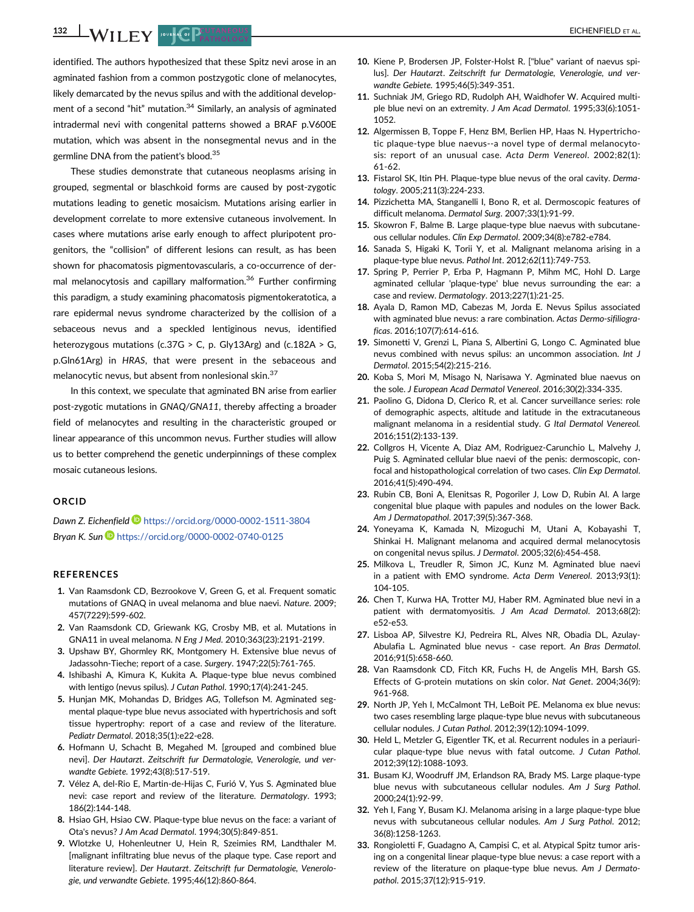identified. The authors hypothesized that these Spitz nevi arose in an agminated fashion from a common postzygotic clone of melanocytes, likely demarcated by the nevus spilus and with the additional development of a second "hit" mutation.[34] Similarly, an analysis of agminated intradermal nevi with congenital patterns showed a BRAF p.V600E mutation, which was absent in the nonsegmental nevus and in the germline DNA from the patient's blood.[35]

These studies demonstrate that cutaneous neoplasms arising in grouped, segmental or blaschkoid forms are caused by post-zygotic mutations leading to genetic mosaicism. Mutations arising earlier in development correlate to more extensive cutaneous involvement. In cases where mutations arise early enough to affect pluripotent progenitors, the "collision" of different lesions can result, as has been shown for phacomatosis pigmentovascularis, a co-occurrence of dermal melanocytosis and capillary malformation.[36] Further confirming this paradigm, a study examining phacomatosis pigmentokeratotica, a rare epidermal nevus syndrome characterized by the collision of a sebaceous nevus and a speckled lentiginous nevus, identified heterozygous mutations (c.37G > C, p. Gly13Arg) and (c.182A > G, p.Gln61Arg) in *HRAS*, that were present in the sebaceous and melanocytic nevus, but absent from nonlesional skin.[37]

In this context, we speculate that agminated BN arise from earlier post-zygotic mutations in *GNAQ/GNA11*, thereby affecting a broader field of melanocytes and resulting in the characteristic grouped or linear appearance of this uncommon nevus. Further studies will allow us to better comprehend the genetic underpinnings of these complex mosaic cutaneous lesions.

## ORCID

*Dawn Z. Eichenfield* https://orcid.org/0000-0002-1511-3804
*Bryan K. Sun* https://orcid.org/0000-0002-0740-0125

## REFERENCES

1. Van Raamsdonk CD, Bezrookove V, Green G, et al. Frequent somatic mutations of GNAQ in uveal melanoma and blue naevi. *Nature*. 2009; 457(7229):599-602.
2. Van Raamsdonk CD, Griewank KG, Crosby MB, et al. Mutations in GNA11 in uveal melanoma. *N Eng J Med*. 2010;363(23):2191-2199.
3. Upshaw BY, Ghormley RK, Montgomery H. Extensive blue nevus of Jadassohn-Tieche; report of a case. *Surgery*. 1947;22(5):761-765.
4. Ishibashi A, Kimura K, Kukita A. Plaque-type blue nevus combined with lentigo (nevus spilus). *J Cutan Pathol*. 1990;17(4):241-245.
5. Hunjan MK, Mohandas D, Bridges AG, Tollefson M. Agminated segmental plaque-type blue nevus associated with hypertrichosis and soft tissue hypertrophy: report of a case and review of the literature. *Pediatr Dermatol*. 2018;35(1):e22-e28.
6. Hofmann U, Schacht B, Megahed M. [grouped and combined blue nevi]. *Der Hautarzt. Zeitschrift fur Dermatologie, Venerologie, und verwandte Gebiete*. 1992;43(8):517-519.
7. Vélez A, del-Rio E, Martin-de-Hijas C, Furió V, Yus S. Agminated blue nevi: case report and review of the literature. *Dermatology*. 1993; 186(2):144-148.
8. Hsiao GH, Hsiao CW. Plaque-type blue nevus on the face: a variant of Ota's nevus? *J Am Acad Dermatol*. 1994;30(5):849-851.
9. Wlotzke U, Hohenleutner U, Hein R, Szeimies RM, Landthaler M. [malignant infiltrating blue nevus of the plaque type. Case report and literature review]. *Der Hautarzt. Zeitschrift fur Dermatologie, Venerologie, und verwandte Gebiete*. 1995;46(12):860-864.
10. Kiene P, Brodersen JP, Folster-Holst R. ["blue" variant of naevus spilus]. *Der Hautarzt. Zeitschrift fur Dermatologie, Venerologie, und verwandte Gebiete*. 1995;46(5):349-351.
11. Suchniak JM, Griego RD, Rudolph AH, Waidhofer W. Acquired multiple blue nevi on an extremity. *J Am Acad Dermatol*. 1995;33(6):1051-1052.
12. Algermissen B, Toppe F, Henz BM, Berlien HP, Haas N. Hypertrichotic plaque-type blue naevus--a novel type of dermal melanocytosis: report of an unusual case. *Acta Derm Venereol*. 2002;82(1): 61-62.
13. Fistarol SK, Itin PH. Plaque-type blue nevus of the oral cavity. *Dermatology*. 2005;211(3):224-233.
14. Pizzichetta MA, Stanganelli I, Bono R, et al. Dermoscopic features of difficult melanoma. *Dermatol Surg*. 2007;33(1):91-99.
15. Skowron F, Balme B. Large plaque-type blue naevus with subcutaneous cellular nodules. *Clin Exp Dermatol*. 2009;34(8):e782-e784.
16. Sanada S, Higaki K, Torii Y, et al. Malignant melanoma arising in a plaque-type blue nevus. *Pathol Int*. 2012;62(11):749-753.
17. Spring P, Perrier P, Erba P, Hagmann P, Mihm MC, Hohl D. Large agminated cellular 'plaque-type' blue nevus surrounding the ear: a case and review. *Dermatology*. 2013;227(1):21-25.
18. Ayala D, Ramon MD, Cabezas M, Jorda E. Nevus Spilus associated with agminated blue nevus: a rare combination. *Actas Dermo-sifiliograficas*. 2016;107(7):614-616.
19. Simonetti V, Grenzi L, Piana S, Albertini G, Longo C. Agminated blue nevus combined with nevus spilus: an uncommon association. *Int J Dermatol*. 2015;54(2):215-216.
20. Koba S, Mori M, Misago N, Narisawa Y. Agminated blue naevus on the sole. *J European Acad Dermatol Venereol*. 2016;30(2):334-335.
21. Paolino G, Didona D, Clerico R, et al. Cancer surveillance series: role of demographic aspects, altitude and latitude in the extracutaneous malignant melanoma in a residential study. *G Ital Dermatol Venereol*. 2016;151(2):133-139.
22. Collgros H, Vicente A, Diaz AM, Rodriguez-Carunchio L, Malvehy J, Puig S. Agminated cellular blue naevi of the penis: dermoscopic, confocal and histopathological correlation of two cases. *Clin Exp Dermatol*. 2016;41(5):490-494.
23. Rubin CB, Boni A, Elenitsas R, Pogoriler J, Low D, Rubin AI. A large congenital blue plaque with papules and nodules on the lower Back. *Am J Dermatopathol*. 2017;39(5):367-368.
24. Yoneyama K, Kamada N, Mizoguchi M, Utani A, Kobayashi T, Shinkai H. Malignant melanoma and acquired dermal melanocytosis on congenital nevus spilus. *J Dermatol*. 2005;32(6):454-458.
25. Milkova L, Treudler R, Simon JC, Kunz M. Agminated blue naevi in a patient with EMO syndrome. *Acta Derm Venereol*. 2013;93(1): 104-105.
26. Chen T, Kurwa HA, Trotter MJ, Haber RM. Agminated blue nevi in a patient with dermatomyositis. *J Am Acad Dermatol*. 2013;68(2): e52-e53.
27. Lisboa AP, Silvestre KJ, Pedreira RL, Alves NR, Obadia DL, Azulay-Abulafia L. Agminated blue nevus - case report. *An Bras Dermatol*. 2016;91(5):658-660.
28. Van Raamsdonk CD, Fitch KR, Fuchs H, de Angelis MH, Barsh GS. Effects of G-protein mutations on skin color. *Nat Genet*. 2004;36(9): 961-968.
29. North JP, Yeh I, McCalmont TH, LeBoit PE. Melanoma ex blue nevus: two cases resembling large plaque-type blue nevus with subcutaneous cellular nodules. *J Cutan Pathol*. 2012;39(12):1094-1099.
30. Held L, Metzler G, Eigentler TK, et al. Recurrent nodules in a periauricular plaque-type blue nevus with fatal outcome. *J Cutan Pathol*. 2012;39(12):1088-1093.
31. Busam KJ, Woodruff JM, Erlandson RA, Brady MS. Large plaque-type blue nevus with subcutaneous cellular nodules. *Am J Surg Pathol*. 2000;24(1):92-99.
32. Yeh I, Fang Y, Busam KJ. Melanoma arising in a large plaque-type blue nevus with subcutaneous cellular nodules. *Am J Surg Pathol*. 2012; 36(8):1258-1263.
33. Rongioletti F, Guadagno A, Campisi C, et al. Atypical Spitz tumor arising on a congenital linear plaque-type blue nevus: a case report with a review of the literature on plaque-type blue nevus. *Am J Dermatopathol*. 2015;37(12):915-919.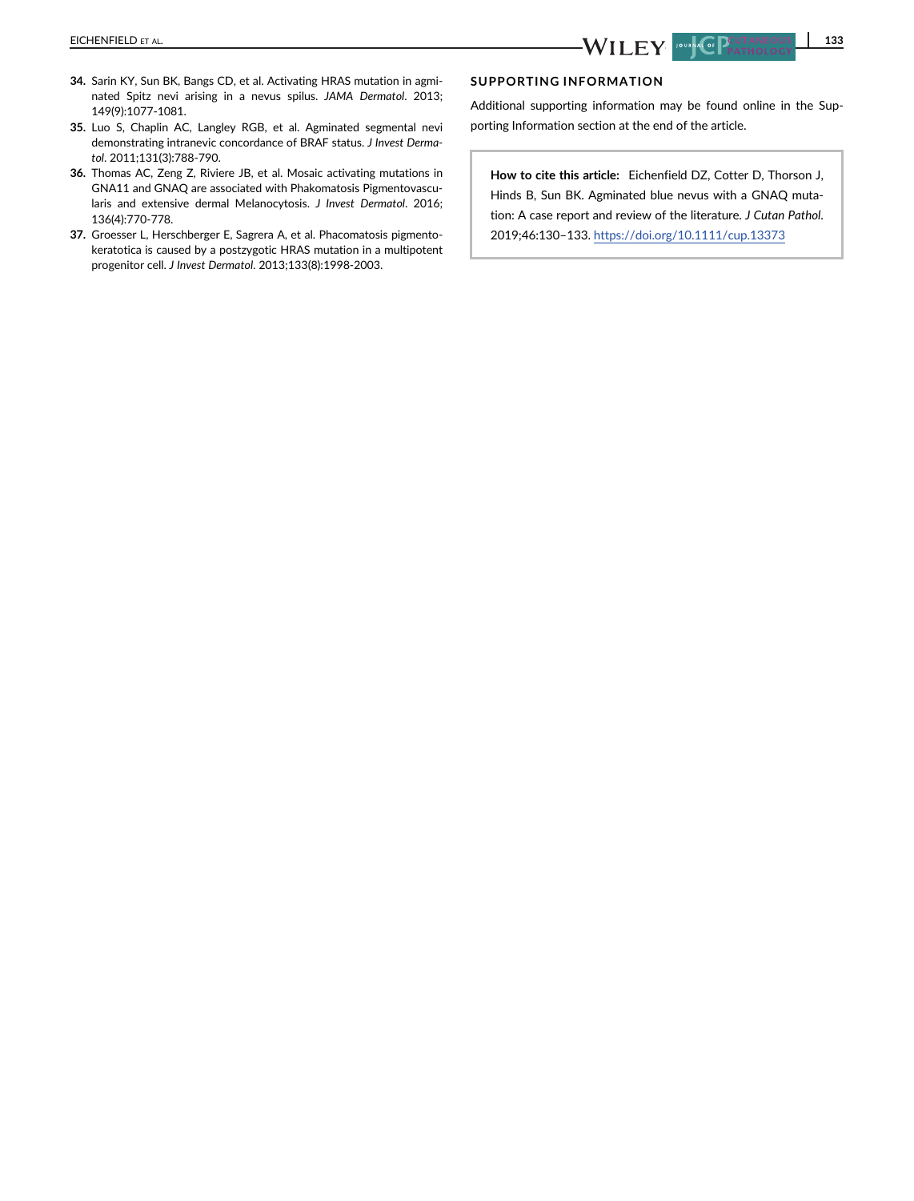34. Sarin KY, Sun BK, Bangs CD, et al. Activating HRAS mutation in agminated Spitz nevi arising in a nevus spilus. *JAMA Dermatol*. 2013; 149(9):1077-1081.
35. Luo S, Chaplin AC, Langley RGB, et al. Agminated segmental nevi demonstrating intranevic concordance of BRAF status. *J Invest Dermatol*. 2011;131(3):788-790.
36. Thomas AC, Zeng Z, Riviere JB, et al. Mosaic activating mutations in GNA11 and GNAQ are associated with Phakomatosis Pigmentovascularis and extensive dermal Melanocytosis. *J Invest Dermatol*. 2016; 136(4):770-778.
37. Groesser L, Herschberger E, Sagrera A, et al. Phacomatosis pigmentokeratotica is caused by a postzygotic HRAS mutation in a multipotent progenitor cell. *J Invest Dermatol*. 2013;133(8):1998-2003.

## SUPPORTING INFORMATION

Additional supporting information may be found online in the Supporting Information section at the end of the article.

**How to cite this article:** Eichenfield DZ, Cotter D, Thorson J, Hinds B, Sun BK. Agminated blue nevus with a GNAQ mutation: A case report and review of the literature. *J Cutan Pathol*. 2019;46:130–133. https://doi.org/10.1111/cup.13373